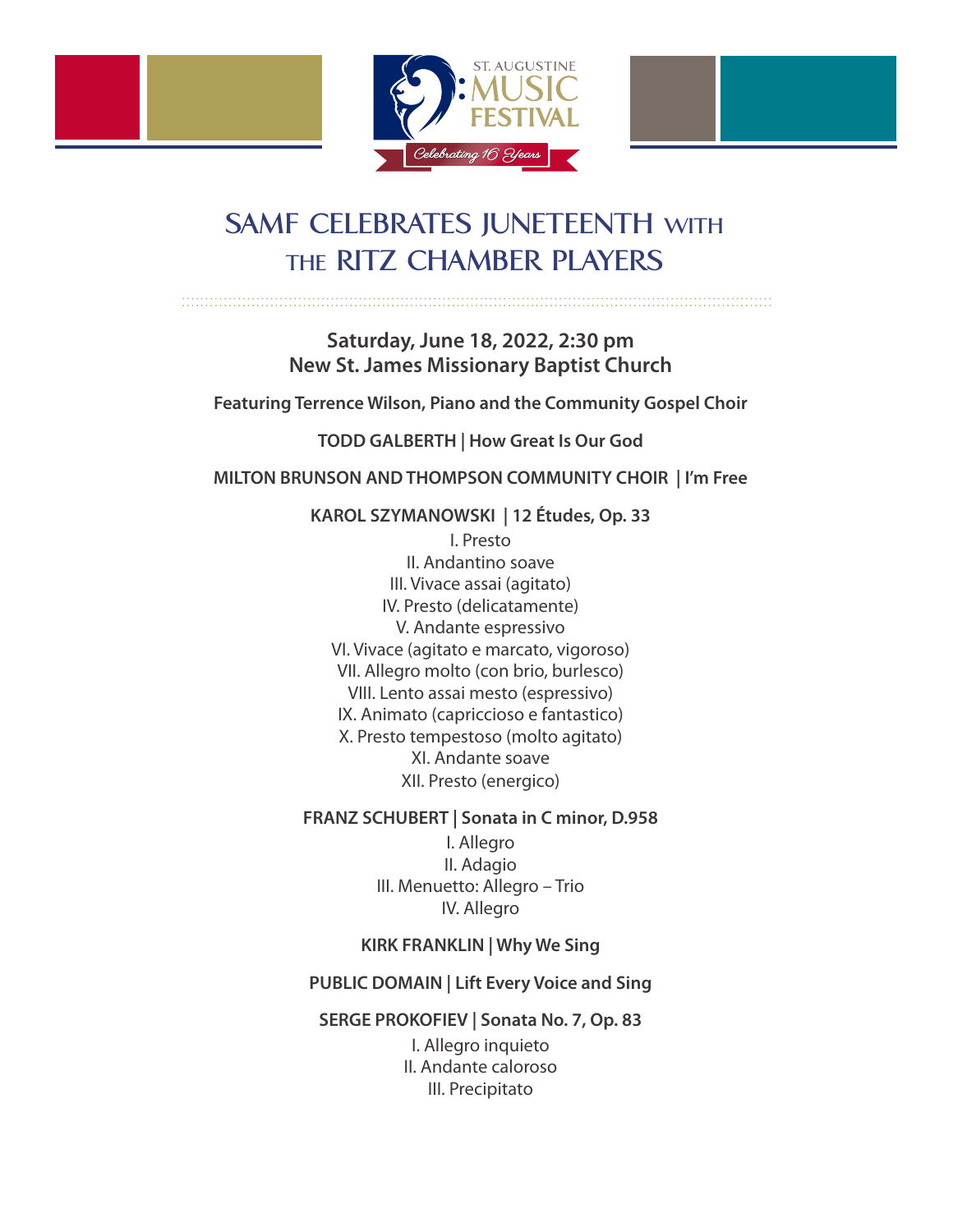ST. AUGUSTINE MUSIC FESTIVAL

*Celebrating 16 Years*

# SAMF CELEBRATES JUNETEENTH WITH THE RITZ CHAMBER PLAYERS

**Saturday, June 18, 2022, 2:30 pm**
**New St. James Missionary Baptist Church**

**Featuring Terrence Wilson, Piano and the Community Gospel Choir**

**TODD GALBERTH | How Great Is Our God**

**MILTON BRUNSON AND THOMPSON COMMUNITY CHOIR | I'm Free**

**KAROL SZYMANOWSKI | 12 Études, Op. 33**

I. Presto
II. Andantino soave
III. Vivace assai (agitato)
IV. Presto (delicatamente)
V. Andante espressivo
VI. Vivace (agitato e marcato, vigoroso)
VII. Allegro molto (con brio, burlesco)
VIII. Lento assai mesto (espressivo)
IX. Animato (capriccioso e fantastico)
X. Presto tempestoso (molto agitato)
XI. Andante soave
XII. Presto (energico)

**FRANZ SCHUBERT | Sonata in C minor, D.958**

I. Allegro
II. Adagio
III. Menuetto: Allegro – Trio
IV. Allegro

**KIRK FRANKLIN | Why We Sing**

**PUBLIC DOMAIN | Lift Every Voice and Sing**

**SERGE PROKOFIEV | Sonata No. 7, Op. 83**

I. Allegro inquieto
II. Andante caloroso
III. Precipitato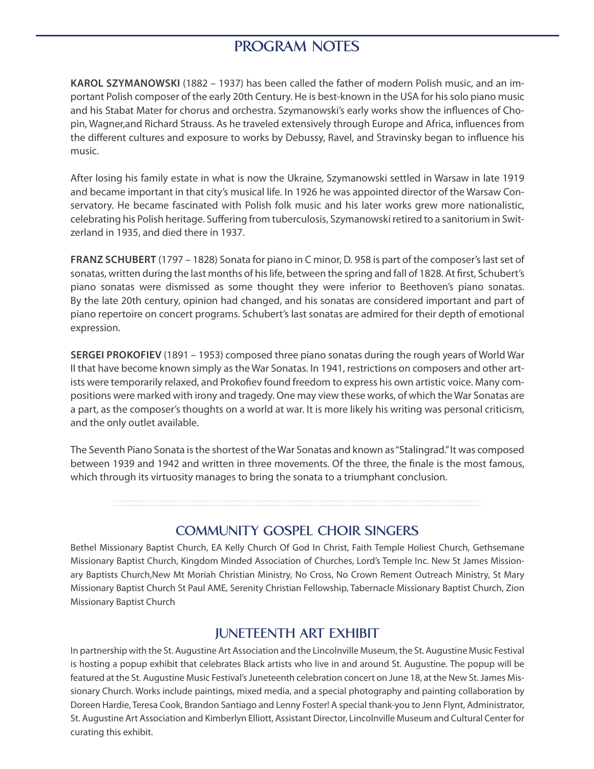# PROGRAM NOTES

**KAROL SZYMANOWSKI** (1882 – 1937) has been called the father of modern Polish music, and an important Polish composer of the early 20th Century. He is best-known in the USA for his solo piano music and his Stabat Mater for chorus and orchestra. Szymanowski's early works show the influences of Chopin, Wagner,and Richard Strauss. As he traveled extensively through Europe and Africa, influences from the different cultures and exposure to works by Debussy, Ravel, and Stravinsky began to influence his music.

After losing his family estate in what is now the Ukraine, Szymanowski settled in Warsaw in late 1919 and became important in that city's musical life. In 1926 he was appointed director of the Warsaw Conservatory. He became fascinated with Polish folk music and his later works grew more nationalistic, celebrating his Polish heritage. Suffering from tuberculosis, Szymanowski retired to a sanitorium in Switzerland in 1935, and died there in 1937.

**FRANZ SCHUBERT** (1797 – 1828) Sonata for piano in C minor, D. 958 is part of the composer's last set of sonatas, written during the last months of his life, between the spring and fall of 1828. At first, Schubert's piano sonatas were dismissed as some thought they were inferior to Beethoven's piano sonatas. By the late 20th century, opinion had changed, and his sonatas are considered important and part of piano repertoire on concert programs. Schubert's last sonatas are admired for their depth of emotional expression.

**SERGEI PROKOFIEV** (1891 – 1953) composed three piano sonatas during the rough years of World War II that have become known simply as the War Sonatas. In 1941, restrictions on composers and other artists were temporarily relaxed, and Prokofiev found freedom to express his own artistic voice. Many compositions were marked with irony and tragedy. One may view these works, of which the War Sonatas are a part, as the composer's thoughts on a world at war. It is more likely his writing was personal criticism, and the only outlet available.

The Seventh Piano Sonata is the shortest of the War Sonatas and known as "Stalingrad." It was composed between 1939 and 1942 and written in three movements. Of the three, the finale is the most famous, which through its virtuosity manages to bring the sonata to a triumphant conclusion.

## COMMUNITY GOSPEL CHOIR SINGERS

Bethel Missionary Baptist Church, EA Kelly Church Of God In Christ, Faith Temple Holiest Church, Gethsemane Missionary Baptist Church, Kingdom Minded Association of Churches, Lord's Temple Inc. New St James Missionary Baptists Church,New Mt Moriah Christian Ministry, No Cross, No Crown Rement Outreach Ministry, St Mary Missionary Baptist Church St Paul AME, Serenity Christian Fellowship, Tabernacle Missionary Baptist Church, Zion Missionary Baptist Church

## JUNETEENTH ART EXHIBIT

In partnership with the St. Augustine Art Association and the Lincolnville Museum, the St. Augustine Music Festival is hosting a popup exhibit that celebrates Black artists who live in and around St. Augustine. The popup will be featured at the St. Augustine Music Festival's Juneteenth celebration concert on June 18, at the New St. James Missionary Church. Works include paintings, mixed media, and a special photography and painting collaboration by Doreen Hardie, Teresa Cook, Brandon Santiago and Lenny Foster! A special thank-you to Jenn Flynt, Administrator, St. Augustine Art Association and Kimberlyn Elliott, Assistant Director, Lincolnville Museum and Cultural Center for curating this exhibit.